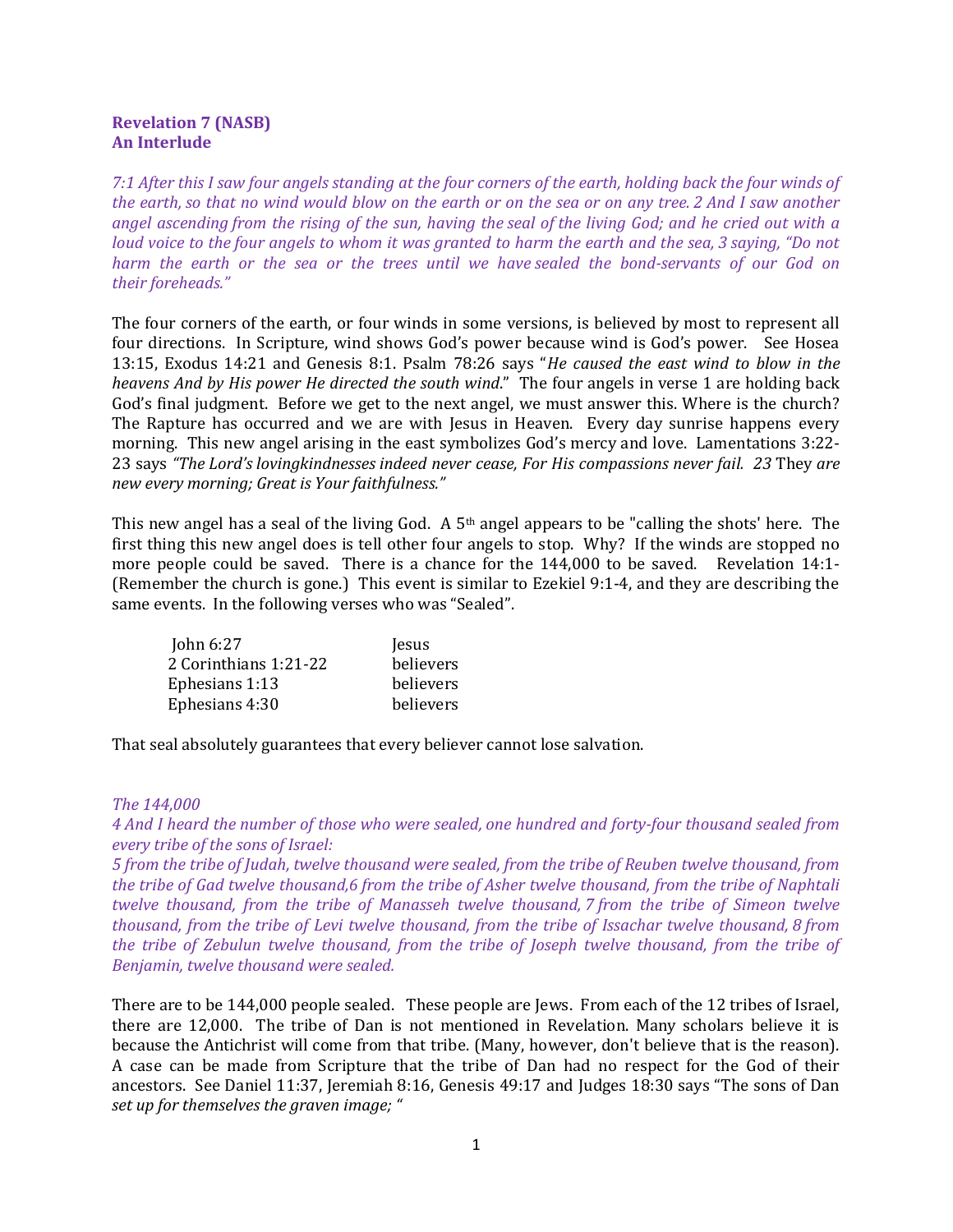**Revelation 7 (NASB)**
**An Interlude**

*7:1 After this I saw four angels standing at the four corners of the earth, holding back the four winds of the earth, so that no wind would blow on the earth or on the sea or on any tree. 2 And I saw another angel ascending from the rising of the sun, having the seal of the living God; and he cried out with a loud voice to the four angels to whom it was granted to harm the earth and the sea, 3 saying, "Do not harm the earth or the sea or the trees until we have sealed the bond-servants of our God on their foreheads."*

The four corners of the earth, or four winds in some versions, is believed by most to represent all four directions. In Scripture, wind shows God's power because wind is God's power. See Hosea 13:15, Exodus 14:21 and Genesis 8:1. Psalm 78:26 says "*He caused the east wind to blow in the heavens And by His power He directed the south wind*." The four angels in verse 1 are holding back God's final judgment. Before we get to the next angel, we must answer this. Where is the church? The Rapture has occurred and we are with Jesus in Heaven. Every day sunrise happens every morning. This new angel arising in the east symbolizes God's mercy and love. Lamentations 3:22-23 says *"The Lord's lovingkindnesses indeed never cease, For His compassions never fail. 23* They *are new every morning; Great is Your faithfulness."*

This new angel has a seal of the living God. A 5th angel appears to be "calling the shots' here. The first thing this new angel does is tell other four angels to stop. Why? If the winds are stopped no more people could be saved. There is a chance for the 144,000 to be saved. Revelation 14:1- (Remember the church is gone.) This event is similar to Ezekiel 9:1-4, and they are describing the same events. In the following verses who was "Sealed".

| | |
|---|---|
| John 6:27 | Jesus |
| 2 Corinthians 1:21-22 | believers |
| Ephesians 1:13 | believers |
| Ephesians 4:30 | believers |

That seal absolutely guarantees that every believer cannot lose salvation.

*The 144,000*
*4 And I heard the number of those who were sealed, one hundred and forty-four thousand sealed from every tribe of the sons of Israel:*
*5 from the tribe of Judah, twelve thousand were sealed, from the tribe of Reuben twelve thousand, from the tribe of Gad twelve thousand,6 from the tribe of Asher twelve thousand, from the tribe of Naphtali twelve thousand, from the tribe of Manasseh twelve thousand, 7 from the tribe of Simeon twelve thousand, from the tribe of Levi twelve thousand, from the tribe of Issachar twelve thousand, 8 from the tribe of Zebulun twelve thousand, from the tribe of Joseph twelve thousand, from the tribe of Benjamin, twelve thousand were sealed.*

There are to be 144,000 people sealed. These people are Jews. From each of the 12 tribes of Israel, there are 12,000. The tribe of Dan is not mentioned in Revelation. Many scholars believe it is because the Antichrist will come from that tribe. (Many, however, don't believe that is the reason). A case can be made from Scripture that the tribe of Dan had no respect for the God of their ancestors. See Daniel 11:37, Jeremiah 8:16, Genesis 49:17 and Judges 18:30 says "The sons of Dan *set up for themselves the graven image; "*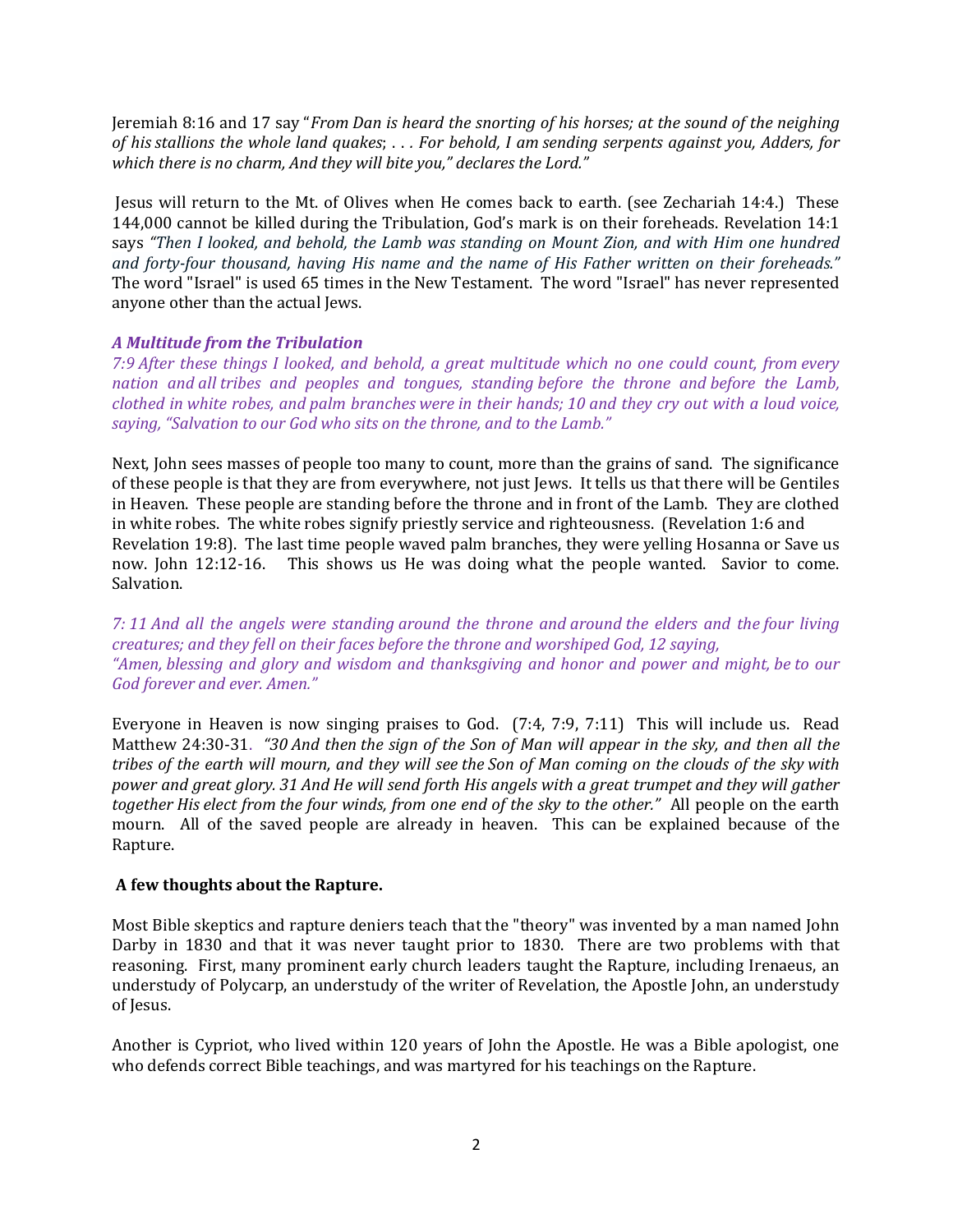Jeremiah 8:16 and 17 say "*From Dan is heard the snorting of his horses; at the sound of the neighing of his stallions the whole land quakes*; . . . *For behold, I am sending serpents against you, Adders, for which there is no charm, And they will bite you," declares the Lord."*

Jesus will return to the Mt. of Olives when He comes back to earth. (see Zechariah 14:4.) These 144,000 cannot be killed during the Tribulation, God's mark is on their foreheads. Revelation 14:1 says *"Then I looked, and behold, the Lamb was standing on Mount Zion, and with Him one hundred and forty-four thousand, having His name and the name of His Father written on their foreheads."* The word "Israel" is used 65 times in the New Testament. The word "Israel" has never represented anyone other than the actual Jews.

### *A Multitude from the Tribulation*

*7:9 After these things I looked, and behold, a great multitude which no one could count, from every nation and all tribes and peoples and tongues, standing before the throne and before the Lamb, clothed in white robes, and palm branches were in their hands; 10 and they cry out with a loud voice, saying, "Salvation to our God who sits on the throne, and to the Lamb."*

Next, John sees masses of people too many to count, more than the grains of sand. The significance of these people is that they are from everywhere, not just Jews. It tells us that there will be Gentiles in Heaven. These people are standing before the throne and in front of the Lamb. They are clothed in white robes. The white robes signify priestly service and righteousness. (Revelation 1:6 and Revelation 19:8). The last time people waved palm branches, they were yelling Hosanna or Save us now. John 12:12-16. This shows us He was doing what the people wanted. Savior to come. Salvation.

*7: 11 And all the angels were standing around the throne and around the elders and the four living creatures; and they fell on their faces before the throne and worshiped God, 12 saying,*
*"Amen, blessing and glory and wisdom and thanksgiving and honor and power and might, be to our God forever and ever. Amen."*

Everyone in Heaven is now singing praises to God. (7:4, 7:9, 7:11) This will include us. Read Matthew 24:30-31. *"30 And then the sign of the Son of Man will appear in the sky, and then all the tribes of the earth will mourn, and they will see the Son of Man coming on the clouds of the sky with power and great glory. 31 And He will send forth His angels with a great trumpet and they will gather together His elect from the four winds, from one end of the sky to the other."* All people on the earth mourn. All of the saved people are already in heaven. This can be explained because of the Rapture.

### A few thoughts about the Rapture.

Most Bible skeptics and rapture deniers teach that the "theory" was invented by a man named John Darby in 1830 and that it was never taught prior to 1830. There are two problems with that reasoning. First, many prominent early church leaders taught the Rapture, including Irenaeus, an understudy of Polycarp, an understudy of the writer of Revelation, the Apostle John, an understudy of Jesus.

Another is Cypriot, who lived within 120 years of John the Apostle. He was a Bible apologist, one who defends correct Bible teachings, and was martyred for his teachings on the Rapture.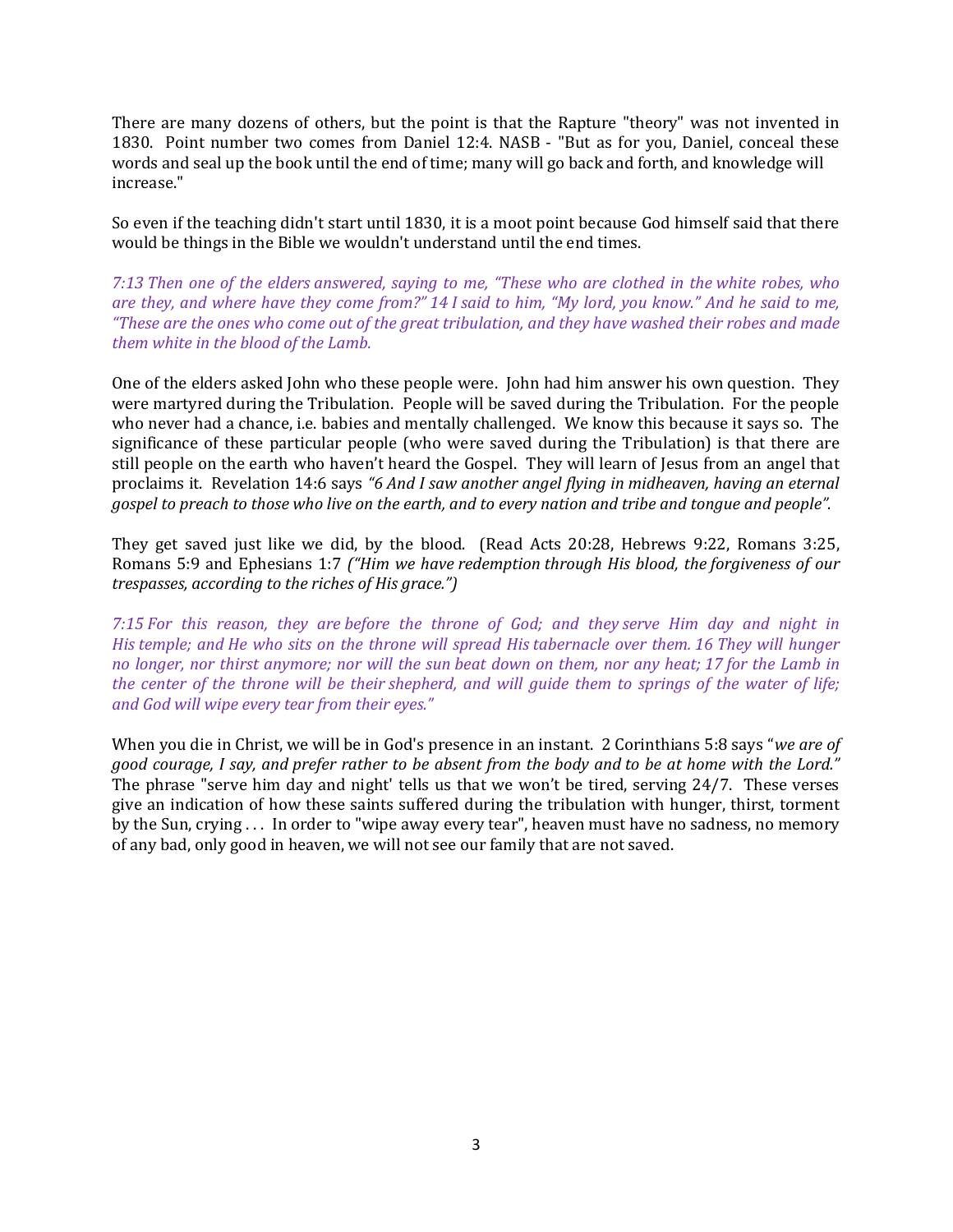There are many dozens of others, but the point is that the Rapture "theory" was not invented in 1830. Point number two comes from Daniel 12:4. NASB - "But as for you, Daniel, conceal these words and seal up the book until the end of time; many will go back and forth, and knowledge will increase."

So even if the teaching didn't start until 1830, it is a moot point because God himself said that there would be things in the Bible we wouldn't understand until the end times.

*7:13 Then one of the elders answered, saying to me, "These who are clothed in the white robes, who are they, and where have they come from?" 14 I said to him, "My lord, you know." And he said to me, "These are the ones who come out of the great tribulation, and they have washed their robes and made them white in the blood of the Lamb.*

One of the elders asked John who these people were. John had him answer his own question. They were martyred during the Tribulation. People will be saved during the Tribulation. For the people who never had a chance, i.e. babies and mentally challenged. We know this because it says so. The significance of these particular people (who were saved during the Tribulation) is that there are still people on the earth who haven't heard the Gospel. They will learn of Jesus from an angel that proclaims it. Revelation 14:6 says *"6 And I saw another angel flying in midheaven, having an eternal gospel to preach to those who live on the earth, and to every nation and tribe and tongue and people".*

They get saved just like we did, by the blood. (Read Acts 20:28, Hebrews 9:22, Romans 3:25, Romans 5:9 and Ephesians 1:7 *("Him we have redemption through His blood, the forgiveness of our trespasses, according to the riches of His grace.")*

*7:15 For this reason, they are before the throne of God; and they serve Him day and night in His temple; and He who sits on the throne will spread His tabernacle over them. 16 They will hunger no longer, nor thirst anymore; nor will the sun beat down on them, nor any heat; 17 for the Lamb in the center of the throne will be their shepherd, and will guide them to springs of the water of life; and God will wipe every tear from their eyes."*

When you die in Christ, we will be in God's presence in an instant. 2 Corinthians 5:8 says "*we are of good courage, I say, and prefer rather to be absent from the body and to be at home with the Lord."* The phrase "serve him day and night' tells us that we won't be tired, serving 24/7. These verses give an indication of how these saints suffered during the tribulation with hunger, thirst, torment by the Sun, crying . . . In order to "wipe away every tear", heaven must have no sadness, no memory of any bad, only good in heaven, we will not see our family that are not saved.